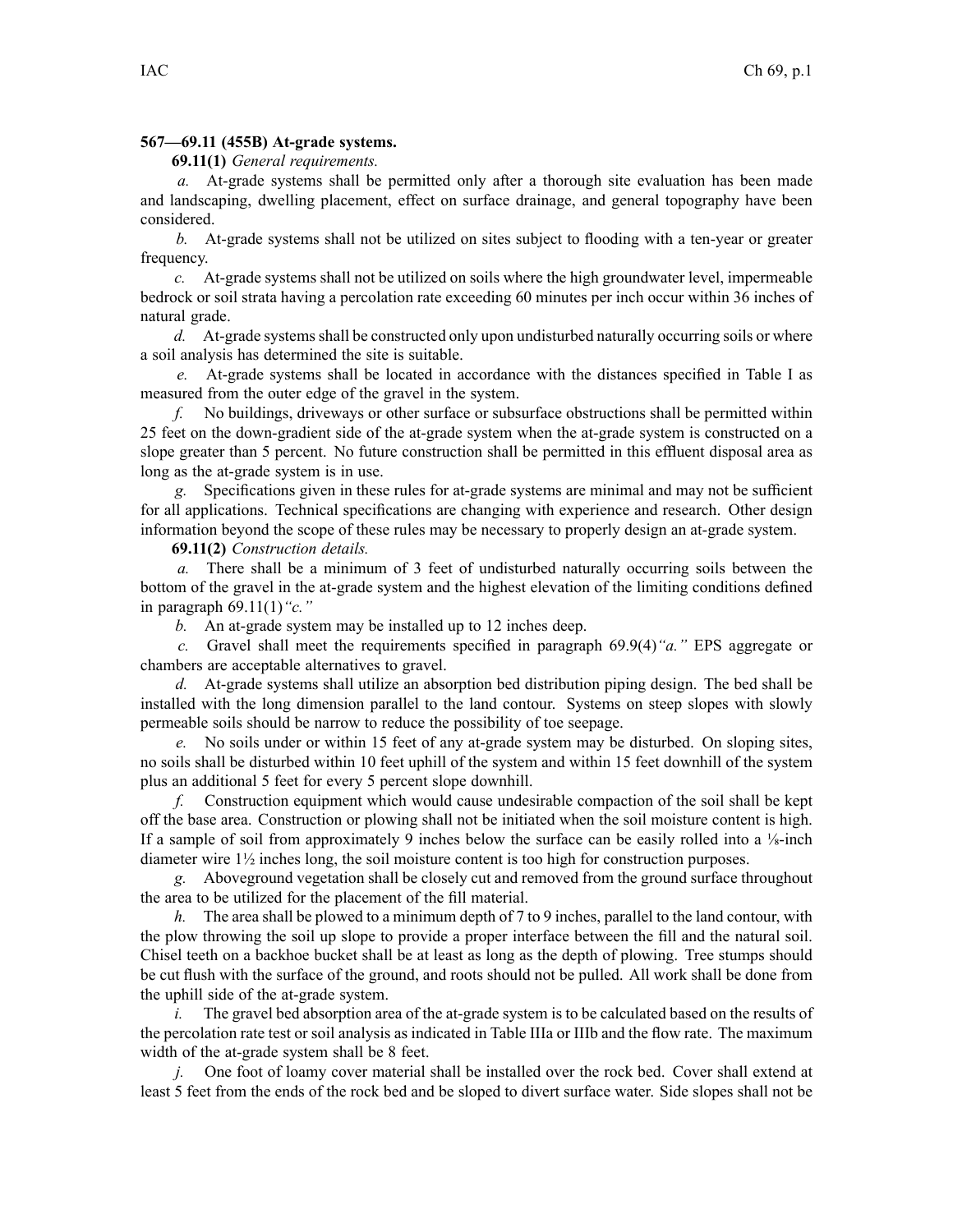**567—69.11 (455B) At-grade systems.**

**69.11(1)** *General requirements.*

*a.* At-grade systems shall be permitted only after a thorough site evaluation has been made and landscaping, dwelling placement, effect on surface drainage, and general topography have been considered.

*b.* At-grade systems shall not be utilized on sites subject to flooding with a ten-year or greater frequency.

*c.* At-grade systems shall not be utilized on soils where the high groundwater level, impermeable bedrock or soil strata having a percolation rate exceeding 60 minutes per inch occur within 36 inches of natural grade.

*d.* At-grade systems shall be constructed only upon undisturbed naturally occurring soils or where a soil analysis has determined the site is suitable.

*e.* At-grade systems shall be located in accordance with the distances specified in Table I as measured from the outer edge of the gravel in the system.

*f.* No buildings, driveways or other surface or subsurface obstructions shall be permitted within 25 feet on the down-gradient side of the at-grade system when the at-grade system is constructed on a slope greater than 5 percent. No future construction shall be permitted in this effluent disposal area as long as the at-grade system is in use.

*g.* Specifications given in these rules for at-grade systems are minimal and may not be sufficient for all applications. Technical specifications are changing with experience and research. Other design information beyond the scope of these rules may be necessary to properly design an at-grade system.

**69.11(2)** *Construction details.*

*a.* There shall be a minimum of 3 feet of undisturbed naturally occurring soils between the bottom of the gravel in the at-grade system and the highest elevation of the limiting conditions defined in paragraph 69.11(1)*"c."*

*b.* An at-grade system may be installed up to 12 inches deep.

*c.* Gravel shall meet the requirements specified in paragraph 69.9(4)*"a."* EPS aggregate or chambers are acceptable alternatives to gravel.

*d.* At-grade systems shall utilize an absorption bed distribution piping design. The bed shall be installed with the long dimension parallel to the land contour. Systems on steep slopes with slowly permeable soils should be narrow to reduce the possibility of toe seepage.

*e.* No soils under or within 15 feet of any at-grade system may be disturbed. On sloping sites, no soils shall be disturbed within 10 feet uphill of the system and within 15 feet downhill of the system plus an additional 5 feet for every 5 percent slope downhill.

*f.* Construction equipment which would cause undesirable compaction of the soil shall be kept off the base area. Construction or plowing shall not be initiated when the soil moisture content is high. If a sample of soil from approximately 9 inches below the surface can be easily rolled into a ⅛-inch diameter wire 1½ inches long, the soil moisture content is too high for construction purposes.

*g.* Aboveground vegetation shall be closely cut and removed from the ground surface throughout the area to be utilized for the placement of the fill material.

*h.* The area shall be plowed to a minimum depth of 7 to 9 inches, parallel to the land contour, with the plow throwing the soil up slope to provide a proper interface between the fill and the natural soil. Chisel teeth on a backhoe bucket shall be at least as long as the depth of plowing. Tree stumps should be cut flush with the surface of the ground, and roots should not be pulled. All work shall be done from the uphill side of the at-grade system.

*i.* The gravel bed absorption area of the at-grade system is to be calculated based on the results of the percolation rate test or soil analysis as indicated in Table IIIa or IIIb and the flow rate. The maximum width of the at-grade system shall be 8 feet.

*j.* One foot of loamy cover material shall be installed over the rock bed. Cover shall extend at least 5 feet from the ends of the rock bed and be sloped to divert surface water. Side slopes shall not be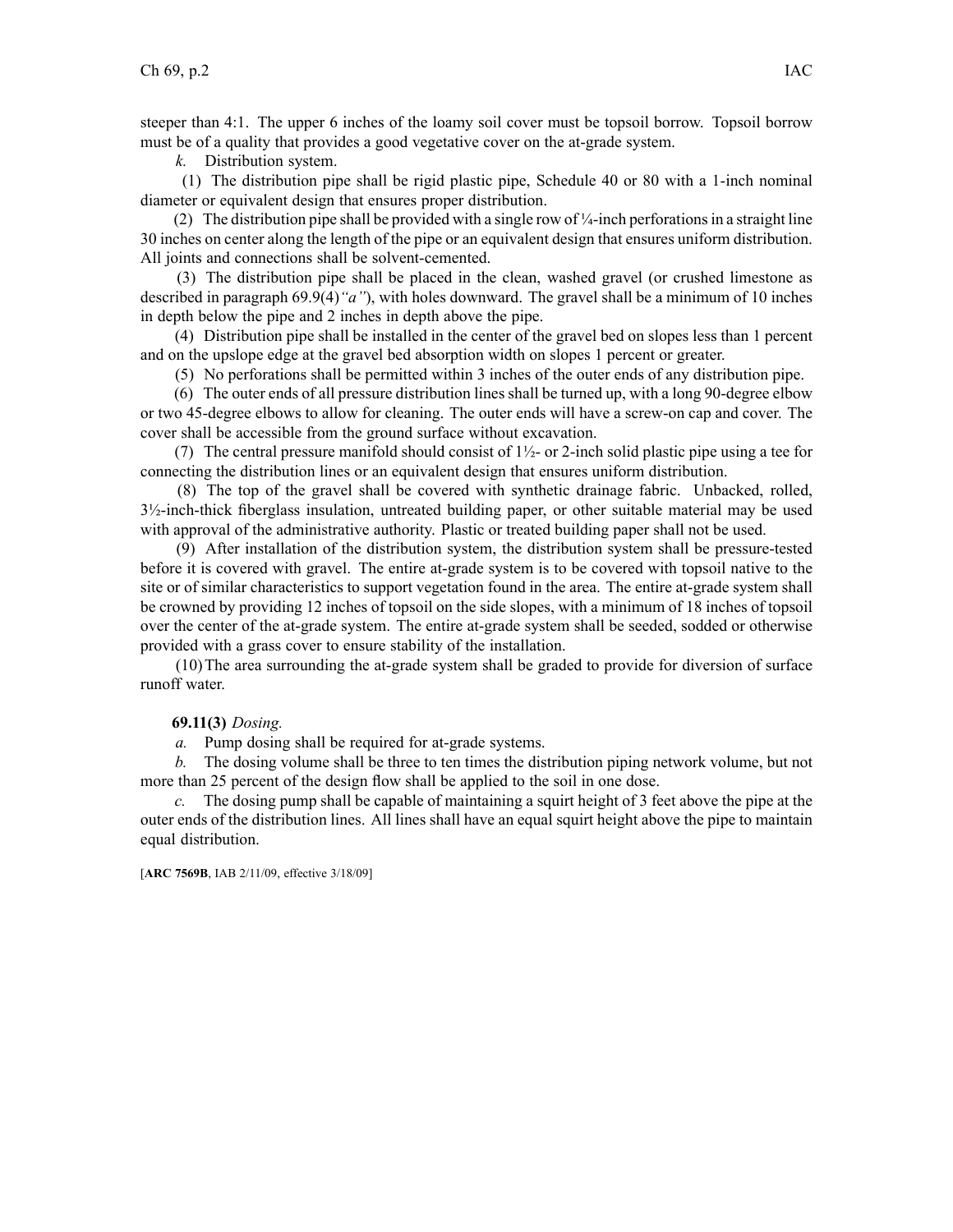steeper than 4:1. The upper 6 inches of the loamy soil cover must be topsoil borrow. Topsoil borrow must be of a quality that provides a good vegetative cover on the at-grade system.

*k.* Distribution system.

(1) The distribution pipe shall be rigid plastic pipe, Schedule 40 or 80 with a 1-inch nominal diameter or equivalent design that ensures proper distribution.

(2) The distribution pipe shall be provided with a single row of ¼-inch perforations in a straight line 30 inches on center along the length of the pipe or an equivalent design that ensures uniform distribution. All joints and connections shall be solvent-cemented.

(3) The distribution pipe shall be placed in the clean, washed gravel (or crushed limestone as described in paragraph 69.9(4)*"a"*), with holes downward. The gravel shall be a minimum of 10 inches in depth below the pipe and 2 inches in depth above the pipe.

(4) Distribution pipe shall be installed in the center of the gravel bed on slopes less than 1 percent and on the upslope edge at the gravel bed absorption width on slopes 1 percent or greater.

(5) No perforations shall be permitted within 3 inches of the outer ends of any distribution pipe.

(6) The outer ends of all pressure distribution lines shall be turned up, with a long 90-degree elbow or two 45-degree elbows to allow for cleaning. The outer ends will have a screw-on cap and cover. The cover shall be accessible from the ground surface without excavation.

(7) The central pressure manifold should consist of 1½- or 2-inch solid plastic pipe using a tee for connecting the distribution lines or an equivalent design that ensures uniform distribution.

(8) The top of the gravel shall be covered with synthetic drainage fabric. Unbacked, rolled, 3½-inch-thick fiberglass insulation, untreated building paper, or other suitable material may be used with approval of the administrative authority. Plastic or treated building paper shall not be used.

(9) After installation of the distribution system, the distribution system shall be pressure-tested before it is covered with gravel. The entire at-grade system is to be covered with topsoil native to the site or of similar characteristics to support vegetation found in the area. The entire at-grade system shall be crowned by providing 12 inches of topsoil on the side slopes, with a minimum of 18 inches of topsoil over the center of the at-grade system. The entire at-grade system shall be seeded, sodded or otherwise provided with a grass cover to ensure stability of the installation.

(10) The area surrounding the at-grade system shall be graded to provide for diversion of surface runoff water.

**69.11(3)** *Dosing.*

*a.* Pump dosing shall be required for at-grade systems.

*b.* The dosing volume shall be three to ten times the distribution piping network volume, but not more than 25 percent of the design flow shall be applied to the soil in one dose.

*c.* The dosing pump shall be capable of maintaining a squirt height of 3 feet above the pipe at the outer ends of the distribution lines. All lines shall have an equal squirt height above the pipe to maintain equal distribution.

[**ARC 7569B**, IAB 2/11/09, effective 3/18/09]